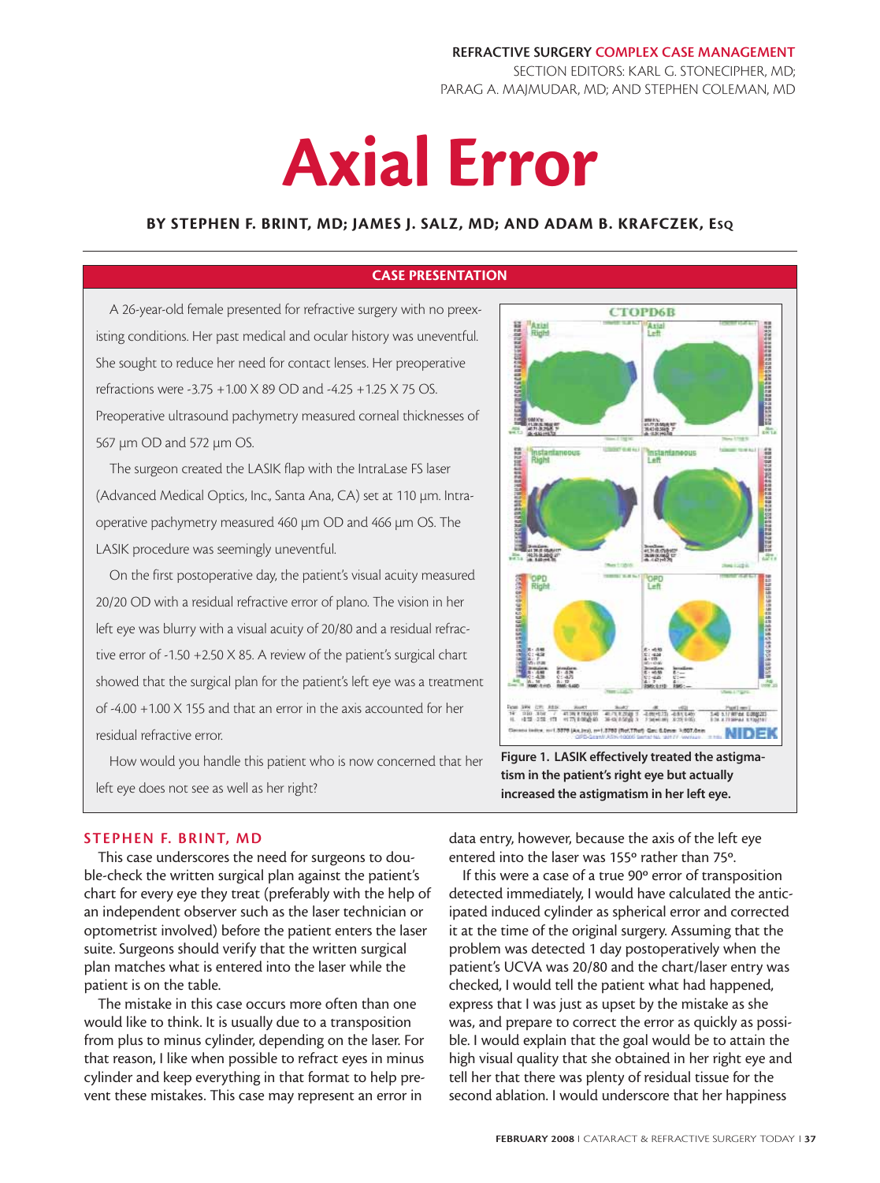REFRACTIVE SURGERY COMPLEX CASE MANAGEMENT

SECTION EDITORS: KARL G. STONECIPHER, MD; PARAG A. MAJMUDAR, MD; AND STEPHEN COLEMAN, MD

# Axial Error

**BY STEPHEN F. BRINT, MD; JAMES J. SALZ, MD; AND ADAM B. KRAFCZEK, ESQ**

## CASE PRESENTATION

A 26-year-old female presented for refractive surgery with no preexisting conditions. Her past medical and ocular history was uneventful. She sought to reduce her need for contact lenses. Her preoperative refractions were -3.75 +1.00 X 89 OD and -4.25 +1.25 X 75 OS. Preoperative ultrasound pachymetry measured corneal thicknesses of 567 µm OD and 572 µm OS.

The surgeon created the LASIK flap with the IntraLase FS laser (Advanced Medical Optics, Inc., Santa Ana, CA) set at 110 µm. Intraoperative pachymetry measured 460 µm OD and 466 µm OS. The LASIK procedure was seemingly uneventful.

On the first postoperative day, the patient's visual acuity measured 20/20 OD with a residual refractive error of plano. The vision in her left eye was blurry with a visual acuity of 20/80 and a residual refractive error of -1.50 +2.50 X 85. A review of the patient's surgical chart showed that the surgical plan for the patient's left eye was a treatment of -4.00 +1.00 X 155 and that an error in the axis accounted for her residual refractive error.

How would you handle this patient who is now concerned that her left eye does not see as well as her right?

**Figure 1. LASIK effectively treated the astigmatism in the patient's right eye but actually increased the astigmatism in her left eye.**

## STEPHEN F. BRINT, MD

This case underscores the need for surgeons to double-check the written surgical plan against the patient's chart for every eye they treat (preferably with the help of an independent observer such as the laser technician or optometrist involved) before the patient enters the laser suite. Surgeons should verify that the written surgical plan matches what is entered into the laser while the patient is on the table.

The mistake in this case occurs more often than one would like to think. It is usually due to a transposition from plus to minus cylinder, depending on the laser. For that reason, I like when possible to refract eyes in minus cylinder and keep everything in that format to help prevent these mistakes. This case may represent an error in data entry, however, because the axis of the left eye entered into the laser was 155º rather than 75º.

If this were a case of a true 90º error of transposition detected immediately, I would have calculated the anticipated induced cylinder as spherical error and corrected it at the time of the original surgery. Assuming that the problem was detected 1 day postoperatively when the patient's UCVA was 20/80 and the chart/laser entry was checked, I would tell the patient what had happened, express that I was just as upset by the mistake as she was, and prepare to correct the error as quickly as possible. I would explain that the goal would be to attain the high visual quality that she obtained in her right eye and tell her that there was plenty of residual tissue for the second ablation. I would underscore that her happiness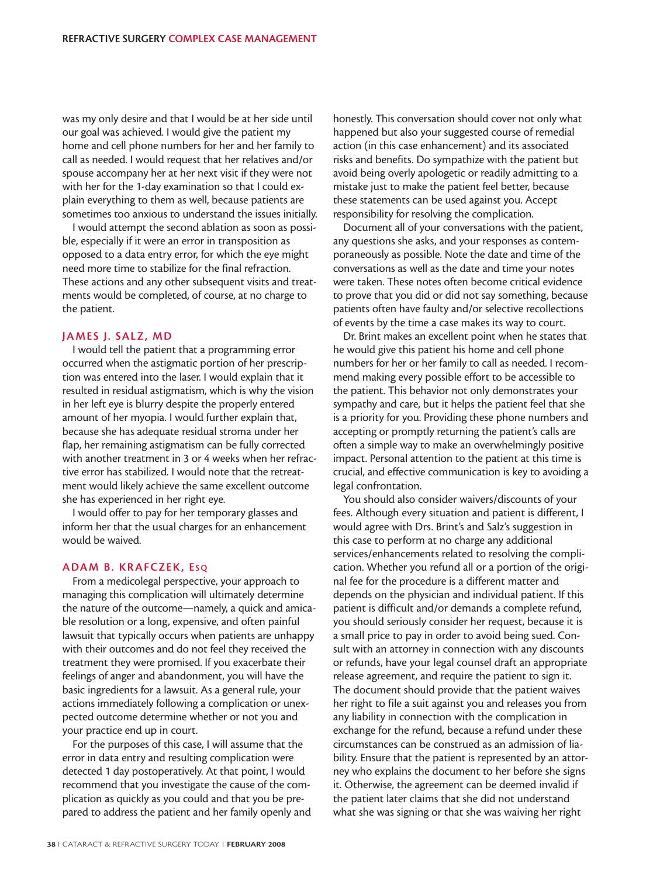was my only desire and that I would be at her side until our goal was achieved. I would give the patient my home and cell phone numbers for her and her family to call as needed. I would request that her relatives and/or spouse accompany her at her next visit if they were not with her for the 1-day examination so that I could explain everything to them as well, because patients are sometimes too anxious to understand the issues initially.

I would attempt the second ablation as soon as possible, especially if it were an error in transposition as opposed to a data entry error, for which the eye might need more time to stabilize for the final refraction. These actions and any other subsequent visits and treatments would be completed, of course, at no charge to the patient.

### JAMES J. SALZ, MD

I would tell the patient that a programming error occurred when the astigmatic portion of her prescription was entered into the laser. I would explain that it resulted in residual astigmatism, which is why the vision in her left eye is blurry despite the properly entered amount of her myopia. I would further explain that, because she has adequate residual stroma under her flap, her remaining astigmatism can be fully corrected with another treatment in 3 or 4 weeks when her refractive error has stabilized. I would note that the retreatment would likely achieve the same excellent outcome she has experienced in her right eye.

I would offer to pay for her temporary glasses and inform her that the usual charges for an enhancement would be waived.

### ADAM B. KRAFCZEK, ESQ

From a medicolegal perspective, your approach to managing this complication will ultimately determine the nature of the outcome—namely, a quick and amicable resolution or a long, expensive, and often painful lawsuit that typically occurs when patients are unhappy with their outcomes and do not feel they received the treatment they were promised. If you exacerbate their feelings of anger and abandonment, you will have the basic ingredients for a lawsuit. As a general rule, your actions immediately following a complication or unexpected outcome determine whether or not you and your practice end up in court.

For the purposes of this case, I will assume that the error in data entry and resulting complication were detected 1 day postoperatively. At that point, I would recommend that you investigate the cause of the complication as quickly as you could and that you be prepared to address the patient and her family openly and honestly. This conversation should cover not only what happened but also your suggested course of remedial action (in this case enhancement) and its associated risks and benefits. Do sympathize with the patient but avoid being overly apologetic or readily admitting to a mistake just to make the patient feel better, because these statements can be used against you. Accept responsibility for resolving the complication.

Document all of your conversations with the patient, any questions she asks, and your responses as contemporaneously as possible. Note the date and time of the conversations as well as the date and time your notes were taken. These notes often become critical evidence to prove that you did or did not say something, because patients often have faulty and/or selective recollections of events by the time a case makes its way to court.

Dr. Brint makes an excellent point when he states that he would give this patient his home and cell phone numbers for her or her family to call as needed. I recommend making every possible effort to be accessible to the patient. This behavior not only demonstrates your sympathy and care, but it helps the patient feel that she is a priority for you. Providing these phone numbers and accepting or promptly returning the patient's calls are often a simple way to make an overwhelmingly positive impact. Personal attention to the patient at this time is crucial, and effective communication is key to avoiding a legal confrontation.

You should also consider waivers/discounts of your fees. Although every situation and patient is different, I would agree with Drs. Brint's and Salz's suggestion in this case to perform at no charge any additional services/enhancements related to resolving the complication. Whether you refund all or a portion of the original fee for the procedure is a different matter and depends on the physician and individual patient. If this patient is difficult and/or demands a complete refund, you should seriously consider her request, because it is a small price to pay in order to avoid being sued. Consult with an attorney in connection with any discounts or refunds, have your legal counsel draft an appropriate release agreement, and require the patient to sign it. The document should provide that the patient waives her right to file a suit against you and releases you from any liability in connection with the complication in exchange for the refund, because a refund under these circumstances can be construed as an admission of liability. Ensure that the patient is represented by an attorney who explains the document to her before she signs it. Otherwise, the agreement can be deemed invalid if the patient later claims that she did not understand what she was signing or that she was waiving her right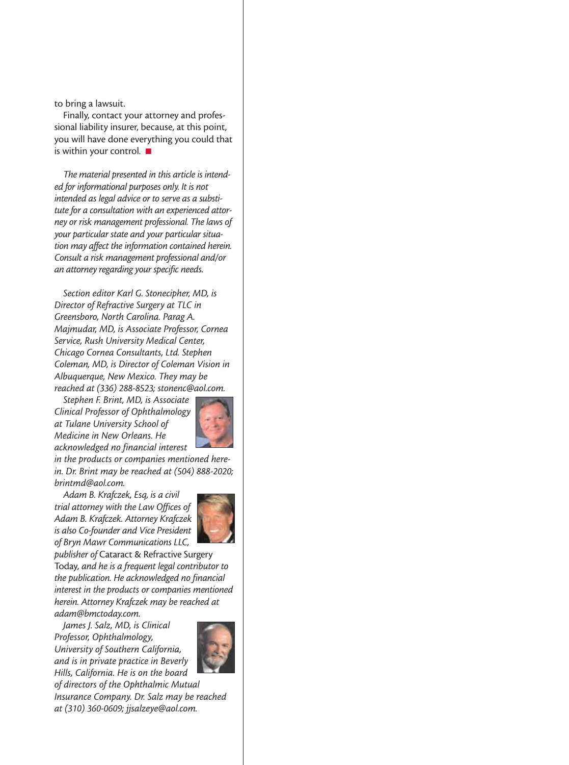to bring a lawsuit.

Finally, contact your attorney and professional liability insurer, because, at this point, you will have done everything you could that is within your control. ■

*The material presented in this article is intended for informational purposes only. It is not intended as legal advice or to serve as a substitute for a consultation with an experienced attorney or risk management professional. The laws of your particular state and your particular situation may affect the information contained herein. Consult a risk management professional and/or an attorney regarding your specific needs.*

*Section editor Karl G. Stonecipher, MD, is Director of Refractive Surgery at TLC in Greensboro, North Carolina. Parag A. Majmudar, MD, is Associate Professor, Cornea Service, Rush University Medical Center, Chicago Cornea Consultants, Ltd. Stephen Coleman, MD, is Director of Coleman Vision in Albuquerque, New Mexico. They may be reached at (336) 288-8523; stonenc@aol.com.*

*Stephen F. Brint, MD, is Associate Clinical Professor of Ophthalmology at Tulane University School of Medicine in New Orleans. He acknowledged no financial interest in the products or companies mentioned herein. Dr. Brint may be reached at (504) 888-2020; brintmd@aol.com.*

*Adam B. Krafczek, Esq, is a civil trial attorney with the Law Offices of Adam B. Krafczek. Attorney Krafczek is also Co-founder and Vice President of Bryn Mawr Communications LLC, publisher of* Cataract & Refractive Surgery Today, *and he is a frequent legal contributor to the publication. He acknowledged no financial interest in the products or companies mentioned herein. Attorney Krafczek may be reached at adam@bmctoday.com.*

*James J. Salz, MD, is Clinical Professor, Ophthalmology, University of Southern California, and is in private practice in Beverly Hills, California. He is on the board of directors of the Ophthalmic Mutual Insurance Company. Dr. Salz may be reached at (310) 360-0609; jjsalzeye@aol.com.*